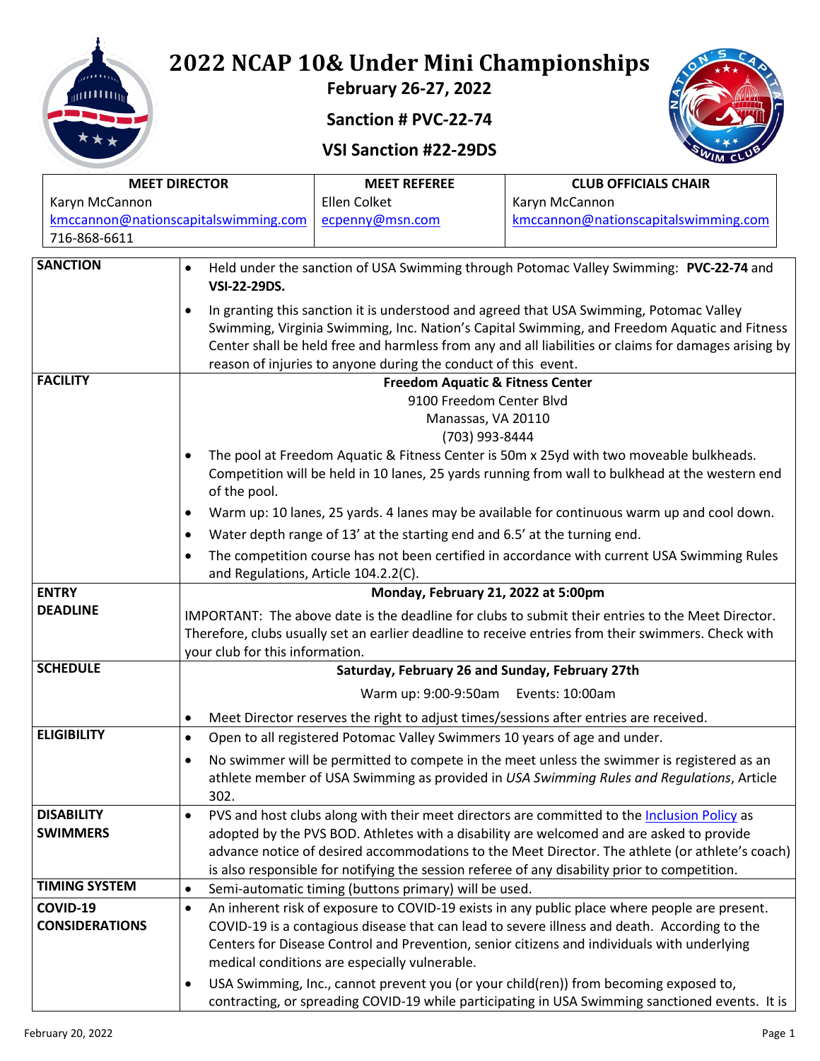# 2022 NCAP 10& Under Mini Championships

**February 26-27, 2022**

**Sanction # PVC-22-74**

**VSI Sanction #22-29DS**

| MEET DIRECTOR | MEET REFEREE | CLUB OFFICIALS CHAIR |
|---|---|---|
| Karyn McCannon<br>kmccannon@nationscapitalswimming.com<br>716-868-6611 | Ellen Colket<br>ecpenny@msn.com | Karyn McCannon<br>kmccannon@nationscapitalswimming.com |

| | |
|---|---|
| **SANCTION** | • Held under the sanction of USA Swimming through Potomac Valley Swimming: **PVC-22-74** and **VSI-22-29DS.**<br>• In granting this sanction it is understood and agreed that USA Swimming, Potomac Valley Swimming, Virginia Swimming, Inc. Nation's Capital Swimming, and Freedom Aquatic and Fitness Center shall be held free and harmless from any and all liabilities or claims for damages arising by reason of injuries to anyone during the conduct of this event. |
| **FACILITY** | **Freedom Aquatic & Fitness Center**<br>9100 Freedom Center Blvd<br>Manassas, VA 20110<br>(703) 993-8444<br>• The pool at Freedom Aquatic & Fitness Center is 50m x 25yd with two moveable bulkheads. Competition will be held in 10 lanes, 25 yards running from wall to bulkhead at the western end of the pool.<br>• Warm up: 10 lanes, 25 yards. 4 lanes may be available for continuous warm up and cool down.<br>• Water depth range of 13' at the starting end and 6.5' at the turning end.<br>• The competition course has not been certified in accordance with current USA Swimming Rules and Regulations, Article 104.2.2(C). |
| **ENTRY DEADLINE** | **Monday, February 21, 2022 at 5:00pm**<br>IMPORTANT: The above date is the deadline for clubs to submit their entries to the Meet Director. Therefore, clubs usually set an earlier deadline to receive entries from their swimmers. Check with your club for this information. |
| **SCHEDULE** | **Saturday, February 26 and Sunday, February 27th**<br>Warm up: 9:00-9:50am Events: 10:00am<br>• Meet Director reserves the right to adjust times/sessions after entries are received. |
| **ELIGIBILITY** | • Open to all registered Potomac Valley Swimmers 10 years of age and under.<br>• No swimmer will be permitted to compete in the meet unless the swimmer is registered as an athlete member of USA Swimming as provided in *USA Swimming Rules and Regulations*, Article 302. |
| **DISABILITY SWIMMERS** | • PVS and host clubs along with their meet directors are committed to the Inclusion Policy as adopted by the PVS BOD. Athletes with a disability are welcomed and are asked to provide advance notice of desired accommodations to the Meet Director. The athlete (or athlete's coach) is also responsible for notifying the session referee of any disability prior to competition. |
| **TIMING SYSTEM** | • Semi-automatic timing (buttons primary) will be used. |
| **COVID-19 CONSIDERATIONS** | • An inherent risk of exposure to COVID-19 exists in any public place where people are present. COVID-19 is a contagious disease that can lead to severe illness and death. According to the Centers for Disease Control and Prevention, senior citizens and individuals with underlying medical conditions are especially vulnerable.<br>• USA Swimming, Inc., cannot prevent you (or your child(ren)) from becoming exposed to, contracting, or spreading COVID-19 while participating in USA Swimming sanctioned events. It is |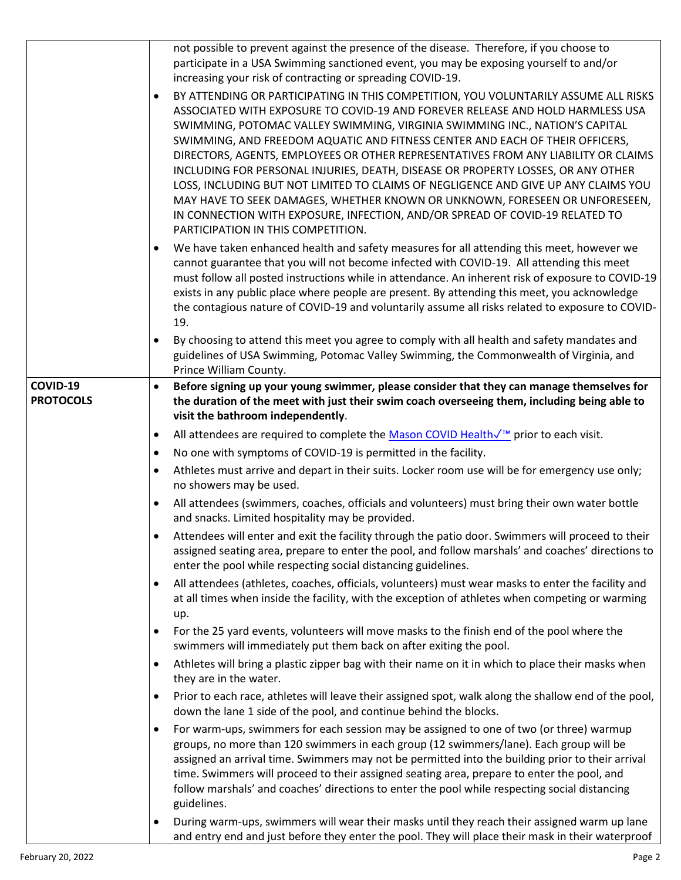| | |
|---|---|
| | not possible to prevent against the presence of the disease. Therefore, if you choose to participate in a USA Swimming sanctioned event, you may be exposing yourself to and/or increasing your risk of contracting or spreading COVID-19.<br>• BY ATTENDING OR PARTICIPATING IN THIS COMPETITION, YOU VOLUNTARILY ASSUME ALL RISKS ASSOCIATED WITH EXPOSURE TO COVID-19 AND FOREVER RELEASE AND HOLD HARMLESS USA SWIMMING, POTOMAC VALLEY SWIMMING, VIRGINIA SWIMMING INC., NATION'S CAPITAL SWIMMING, AND FREEDOM AQUATIC AND FITNESS CENTER AND EACH OF THEIR OFFICERS, DIRECTORS, AGENTS, EMPLOYEES OR OTHER REPRESENTATIVES FROM ANY LIABILITY OR CLAIMS INCLUDING FOR PERSONAL INJURIES, DEATH, DISEASE OR PROPERTY LOSSES, OR ANY OTHER LOSS, INCLUDING BUT NOT LIMITED TO CLAIMS OF NEGLIGENCE AND GIVE UP ANY CLAIMS YOU MAY HAVE TO SEEK DAMAGES, WHETHER KNOWN OR UNKNOWN, FORESEEN OR UNFORESEEN, IN CONNECTION WITH EXPOSURE, INFECTION, AND/OR SPREAD OF COVID-19 RELATED TO PARTICIPATION IN THIS COMPETITION.<br>• We have taken enhanced health and safety measures for all attending this meet, however we cannot guarantee that you will not become infected with COVID-19. All attending this meet must follow all posted instructions while in attendance. An inherent risk of exposure to COVID-19 exists in any public place where people are present. By attending this meet, you acknowledge the contagious nature of COVID-19 and voluntarily assume all risks related to exposure to COVID-19.<br>• By choosing to attend this meet you agree to comply with all health and safety mandates and guidelines of USA Swimming, Potomac Valley Swimming, the Commonwealth of Virginia, and Prince William County. |
| **COVID-19 PROTOCOLS** | • **Before signing up your young swimmer, please consider that they can manage themselves for the duration of the meet with just their swim coach overseeing them, including being able to visit the bathroom independently**.<br>• All attendees are required to complete the Mason COVID Health✓™ prior to each visit.<br>• No one with symptoms of COVID-19 is permitted in the facility.<br>• Athletes must arrive and depart in their suits. Locker room use will be for emergency use only; no showers may be used.<br>• All attendees (swimmers, coaches, officials and volunteers) must bring their own water bottle and snacks. Limited hospitality may be provided.<br>• Attendees will enter and exit the facility through the patio door. Swimmers will proceed to their assigned seating area, prepare to enter the pool, and follow marshals' and coaches' directions to enter the pool while respecting social distancing guidelines.<br>• All attendees (athletes, coaches, officials, volunteers) must wear masks to enter the facility and at all times when inside the facility, with the exception of athletes when competing or warming up.<br>• For the 25 yard events, volunteers will move masks to the finish end of the pool where the swimmers will immediately put them back on after exiting the pool.<br>• Athletes will bring a plastic zipper bag with their name on it in which to place their masks when they are in the water.<br>• Prior to each race, athletes will leave their assigned spot, walk along the shallow end of the pool, down the lane 1 side of the pool, and continue behind the blocks.<br>• For warm-ups, swimmers for each session may be assigned to one of two (or three) warmup groups, no more than 120 swimmers in each group (12 swimmers/lane). Each group will be assigned an arrival time. Swimmers may not be permitted into the building prior to their arrival time. Swimmers will proceed to their assigned seating area, prepare to enter the pool, and follow marshals' and coaches' directions to enter the pool while respecting social distancing guidelines.<br>• During warm-ups, swimmers will wear their masks until they reach their assigned warm up lane and entry end and just before they enter the pool. They will place their mask in their waterproof |

February 20, 2022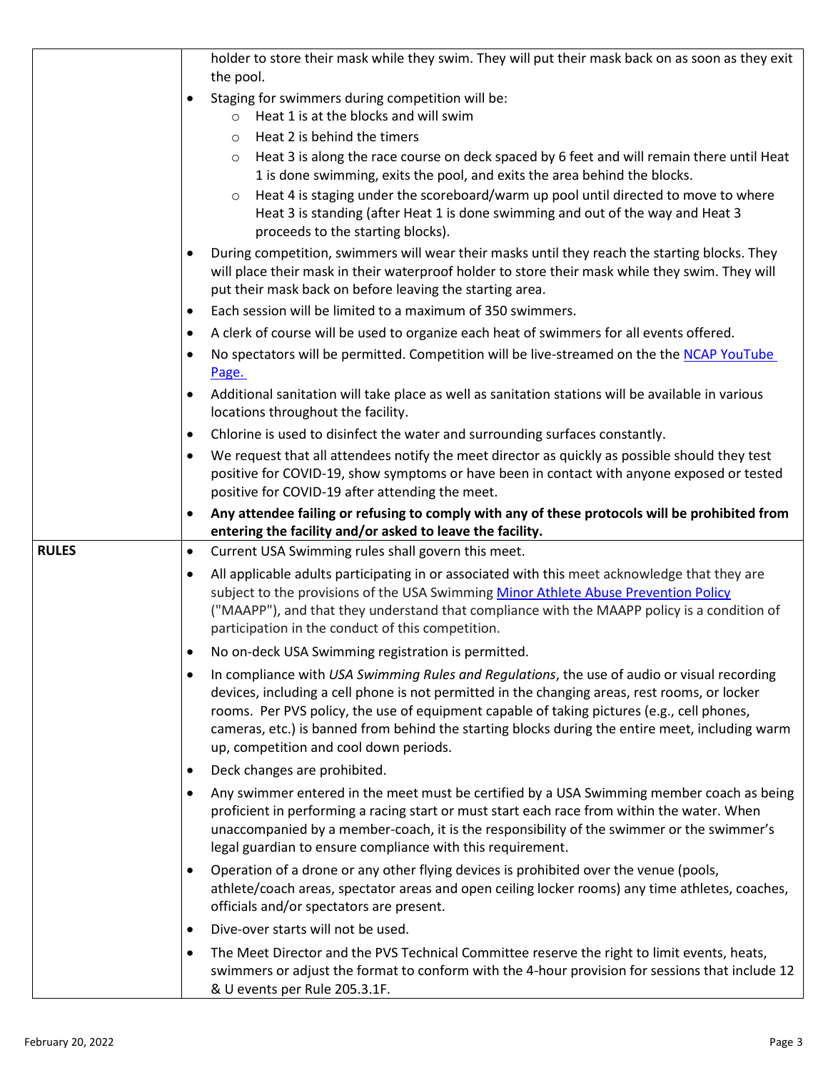| | |
|---|---|
| | holder to store their mask while they swim. They will put their mask back on as soon as they exit the pool.<br>• Staging for swimmers during competition will be:<br>&nbsp;&nbsp;&nbsp;&nbsp;○ Heat 1 is at the blocks and will swim<br>&nbsp;&nbsp;&nbsp;&nbsp;○ Heat 2 is behind the timers<br>&nbsp;&nbsp;&nbsp;&nbsp;○ Heat 3 is along the race course on deck spaced by 6 feet and will remain there until Heat 1 is done swimming, exits the pool, and exits the area behind the blocks.<br>&nbsp;&nbsp;&nbsp;&nbsp;○ Heat 4 is staging under the scoreboard/warm up pool until directed to move to where Heat 3 is standing (after Heat 1 is done swimming and out of the way and Heat 3 proceeds to the starting blocks).<br>• During competition, swimmers will wear their masks until they reach the starting blocks. They will place their mask in their waterproof holder to store their mask while they swim. They will put their mask back on before leaving the starting area.<br>• Each session will be limited to a maximum of 350 swimmers.<br>• A clerk of course will be used to organize each heat of swimmers for all events offered.<br>• No spectators will be permitted. Competition will be live-streamed on the the [NCAP YouTube Page.]()<br>• Additional sanitation will take place as well as sanitation stations will be available in various locations throughout the facility.<br>• Chlorine is used to disinfect the water and surrounding surfaces constantly.<br>• We request that all attendees notify the meet director as quickly as possible should they test positive for COVID-19, show symptoms or have been in contact with anyone exposed or tested positive for COVID-19 after attending the meet.<br>• **Any attendee failing or refusing to comply with any of these protocols will be prohibited from entering the facility and/or asked to leave the facility.** |
| **RULES** | • Current USA Swimming rules shall govern this meet.<br>• All applicable adults participating in or associated with this meet acknowledge that they are subject to the provisions of the USA Swimming [Minor Athlete Abuse Prevention Policy]() ("MAAPP"), and that they understand that compliance with the MAAPP policy is a condition of participation in the conduct of this competition.<br>• No on-deck USA Swimming registration is permitted.<br>• In compliance with *USA Swimming Rules and Regulations*, the use of audio or visual recording devices, including a cell phone is not permitted in the changing areas, rest rooms, or locker rooms. Per PVS policy, the use of equipment capable of taking pictures (e.g., cell phones, cameras, etc.) is banned from behind the starting blocks during the entire meet, including warm up, competition and cool down periods.<br>• Deck changes are prohibited.<br>• Any swimmer entered in the meet must be certified by a USA Swimming member coach as being proficient in performing a racing start or must start each race from within the water. When unaccompanied by a member-coach, it is the responsibility of the swimmer or the swimmer's legal guardian to ensure compliance with this requirement.<br>• Operation of a drone or any other flying devices is prohibited over the venue (pools, athlete/coach areas, spectator areas and open ceiling locker rooms) any time athletes, coaches, officials and/or spectators are present.<br>• Dive-over starts will not be used.<br>• The Meet Director and the PVS Technical Committee reserve the right to limit events, heats, swimmers or adjust the format to conform with the 4-hour provision for sessions that include 12 & U events per Rule 205.3.1F. |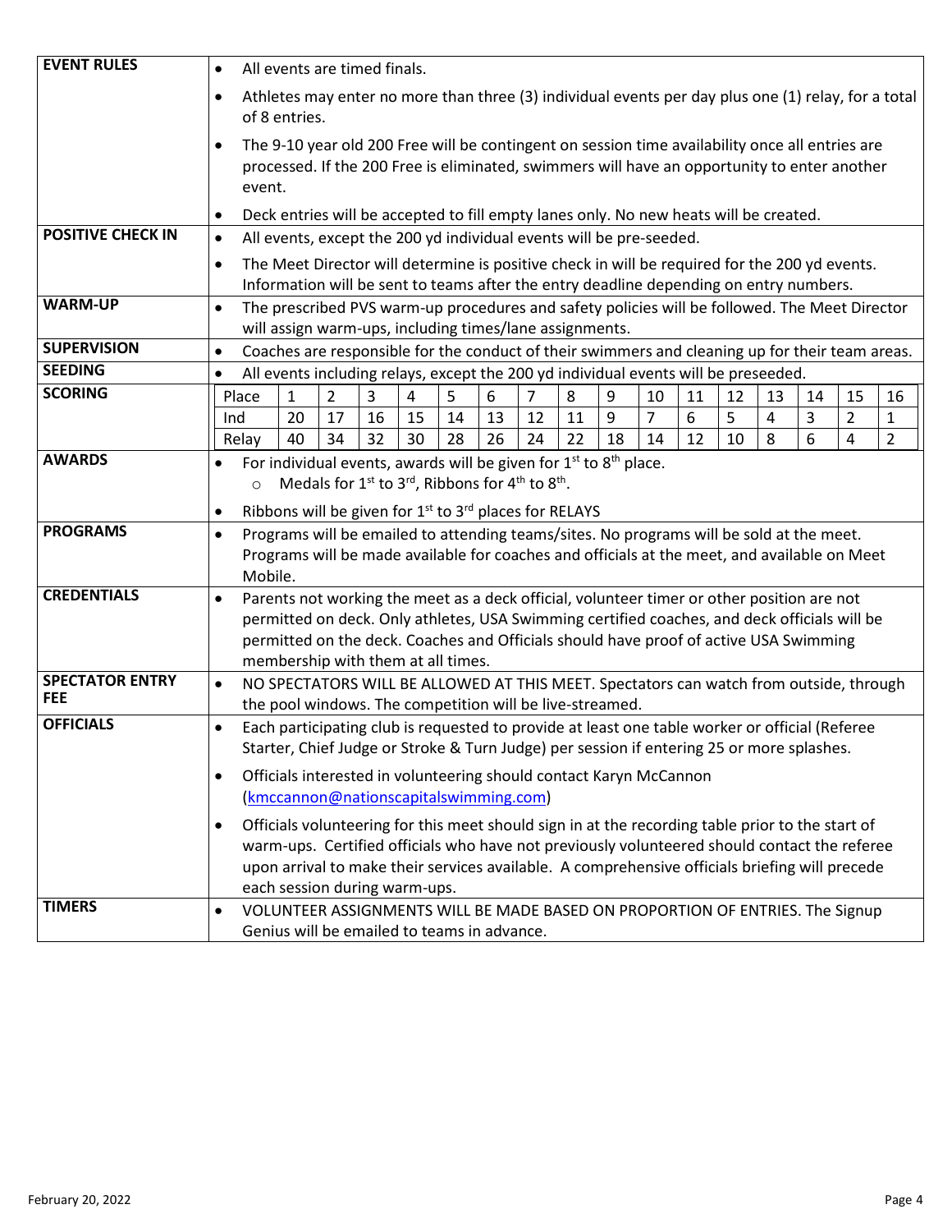| | |
|---|---|
| **EVENT RULES** | • All events are timed finals.<br>• Athletes may enter no more than three (3) individual events per day plus one (1) relay, for a total of 8 entries.<br>• The 9-10 year old 200 Free will be contingent on session time availability once all entries are processed. If the 200 Free is eliminated, swimmers will have an opportunity to enter another event.<br>• Deck entries will be accepted to fill empty lanes only. No new heats will be created. |
| **POSITIVE CHECK IN** | • All events, except the 200 yd individual events will be pre-seeded.<br>• The Meet Director will determine is positive check in will be required for the 200 yd events. Information will be sent to teams after the entry deadline depending on entry numbers. |
| **WARM-UP** | • The prescribed PVS warm-up procedures and safety policies will be followed. The Meet Director will assign warm-ups, including times/lane assignments. |
| **SUPERVISION** | • Coaches are responsible for the conduct of their swimmers and cleaning up for their team areas. |
| **SEEDING** | • All events including relays, except the 200 yd individual events will be preseeded. |
| **SCORING** | See scoring table below. |
| **AWARDS** | • For individual events, awards will be given for 1st to 8th place.<br>  ○ Medals for 1st to 3rd, Ribbons for 4th to 8th.<br>• Ribbons will be given for 1st to 3rd places for RELAYS |
| **PROGRAMS** | • Programs will be emailed to attending teams/sites. No programs will be sold at the meet. Programs will be made available for coaches and officials at the meet, and available on Meet Mobile. |
| **CREDENTIALS** | • Parents not working the meet as a deck official, volunteer timer or other position are not permitted on deck. Only athletes, USA Swimming certified coaches, and deck officials will be permitted on the deck. Coaches and Officials should have proof of active USA Swimming membership with them at all times. |
| **SPECTATOR ENTRY FEE** | • NO SPECTATORS WILL BE ALLOWED AT THIS MEET. Spectators can watch from outside, through the pool windows. The competition will be live-streamed. |
| **OFFICIALS** | • Each participating club is requested to provide at least one table worker or official (Referee Starter, Chief Judge or Stroke & Turn Judge) per session if entering 25 or more splashes.<br>• Officials interested in volunteering should contact Karyn McCannon (kmccannon@nationscapitalswimming.com)<br>• Officials volunteering for this meet should sign in at the recording table prior to the start of warm-ups. Certified officials who have not previously volunteered should contact the referee upon arrival to make their services available. A comprehensive officials briefing will precede each session during warm-ups. |
| **TIMERS** | • VOLUNTEER ASSIGNMENTS WILL BE MADE BASED ON PROPORTION OF ENTRIES. The Signup Genius will be emailed to teams in advance. |

**SCORING**

| Place | 1 | 2 | 3 | 4 | 5 | 6 | 7 | 8 | 9 | 10 | 11 | 12 | 13 | 14 | 15 | 16 |
|---|---|---|---|---|---|---|---|---|---|---|---|---|---|---|---|---|
| Ind | 20 | 17 | 16 | 15 | 14 | 13 | 12 | 11 | 9 | 7 | 6 | 5 | 4 | 3 | 2 | 1 |
| Relay | 40 | 34 | 32 | 30 | 28 | 26 | 24 | 22 | 18 | 14 | 12 | 10 | 8 | 6 | 4 | 2 |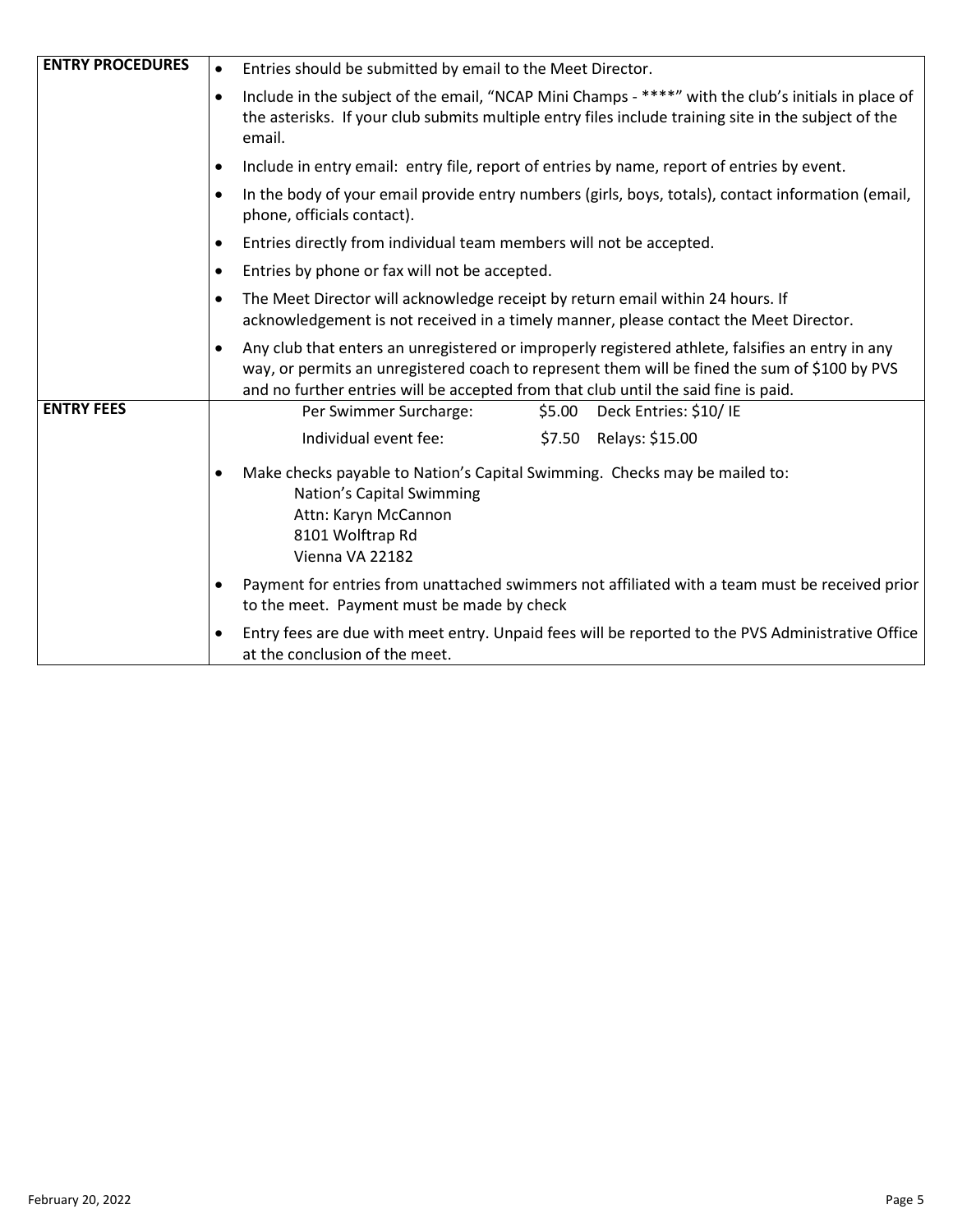| | |
|---|---|
| **ENTRY PROCEDURES** | • Entries should be submitted by email to the Meet Director.<br>• Include in the subject of the email, "NCAP Mini Champs - ****" with the club's initials in place of the asterisks. If your club submits multiple entry files include training site in the subject of the email.<br>• Include in entry email: entry file, report of entries by name, report of entries by event.<br>• In the body of your email provide entry numbers (girls, boys, totals), contact information (email, phone, officials contact).<br>• Entries directly from individual team members will not be accepted.<br>• Entries by phone or fax will not be accepted.<br>• The Meet Director will acknowledge receipt by return email within 24 hours. If acknowledgement is not received in a timely manner, please contact the Meet Director.<br>• Any club that enters an unregistered or improperly registered athlete, falsifies an entry in any way, or permits an unregistered coach to represent them will be fined the sum of $100 by PVS and no further entries will be accepted from that club until the said fine is paid. |
| **ENTRY FEES** | Per Swimmer Surcharge: $5.00 Deck Entries: $10/ IE<br>Individual event fee: $7.50 Relays: $15.00<br>• Make checks payable to Nation's Capital Swimming. Checks may be mailed to:<br>Nation's Capital Swimming<br>Attn: Karyn McCannon<br>8101 Wolftrap Rd<br>Vienna VA 22182<br>• Payment for entries from unattached swimmers not affiliated with a team must be received prior to the meet. Payment must be made by check<br>• Entry fees are due with meet entry. Unpaid fees will be reported to the PVS Administrative Office at the conclusion of the meet. |

February 20, 2022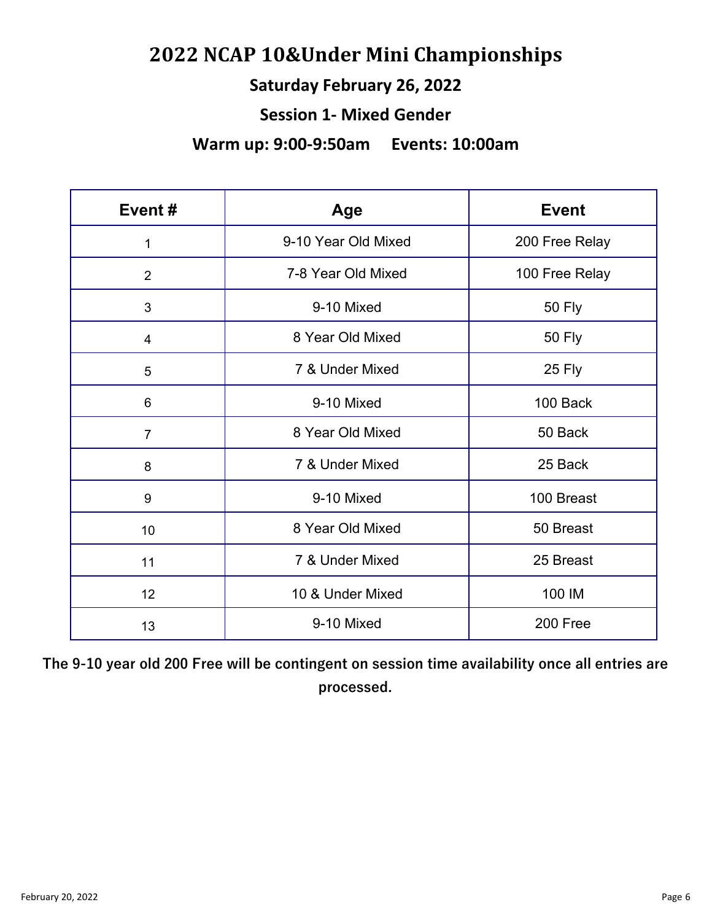# 2022 NCAP 10&Under Mini Championships

## Saturday February 26, 2022

## Session 1- Mixed Gender

## Warm up: 9:00-9:50am     Events: 10:00am

| Event # | Age | Event |
|---|---|---|
| 1 | 9-10 Year Old Mixed | 200 Free Relay |
| 2 | 7-8 Year Old Mixed | 100 Free Relay |
| 3 | 9-10 Mixed | 50 Fly |
| 4 | 8 Year Old Mixed | 50 Fly |
| 5 | 7 & Under Mixed | 25 Fly |
| 6 | 9-10 Mixed | 100 Back |
| 7 | 8 Year Old Mixed | 50 Back |
| 8 | 7 & Under Mixed | 25 Back |
| 9 | 9-10 Mixed | 100 Breast |
| 10 | 8 Year Old Mixed | 50 Breast |
| 11 | 7 & Under Mixed | 25 Breast |
| 12 | 10 & Under Mixed | 100 IM |
| 13 | 9-10 Mixed | 200 Free |

**The 9-10 year old 200 Free will be contingent on session time availability once all entries are processed.**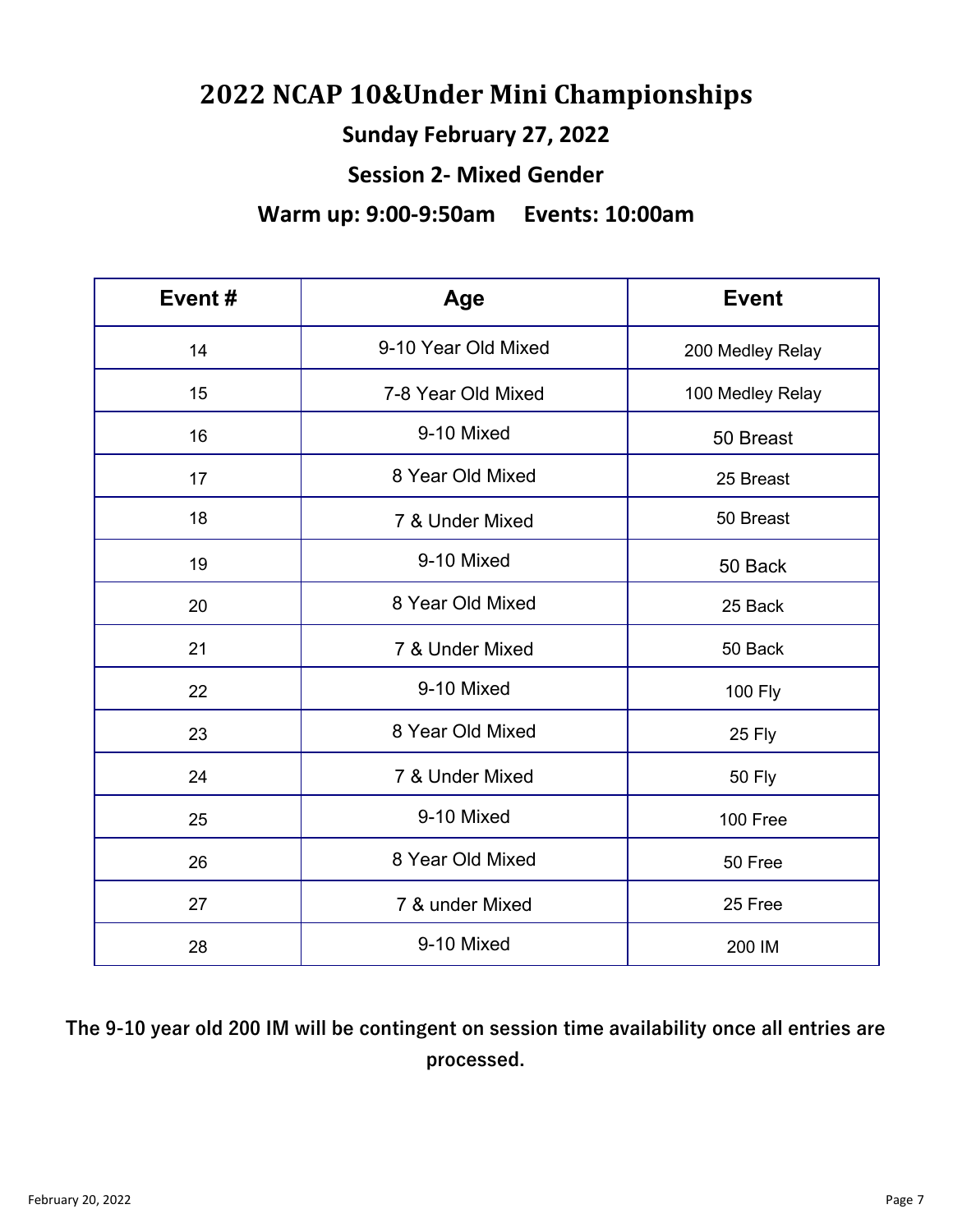# 2022 NCAP 10&Under Mini Championships

## Sunday February 27, 2022

## Session 2- Mixed Gender

## Warm up: 9:00-9:50am Events: 10:00am

| Event # | Age | Event |
|---|---|---|
| 14 | 9-10 Year Old Mixed | 200 Medley Relay |
| 15 | 7-8 Year Old Mixed | 100 Medley Relay |
| 16 | 9-10 Mixed | 50 Breast |
| 17 | 8 Year Old Mixed | 25 Breast |
| 18 | 7 & Under Mixed | 50 Breast |
| 19 | 9-10 Mixed | 50 Back |
| 20 | 8 Year Old Mixed | 25 Back |
| 21 | 7 & Under Mixed | 50 Back |
| 22 | 9-10 Mixed | 100 Fly |
| 23 | 8 Year Old Mixed | 25 Fly |
| 24 | 7 & Under Mixed | 50 Fly |
| 25 | 9-10 Mixed | 100 Free |
| 26 | 8 Year Old Mixed | 50 Free |
| 27 | 7 & under Mixed | 25 Free |
| 28 | 9-10 Mixed | 200 IM |

**The 9-10 year old 200 IM will be contingent on session time availability once all entries are processed.**